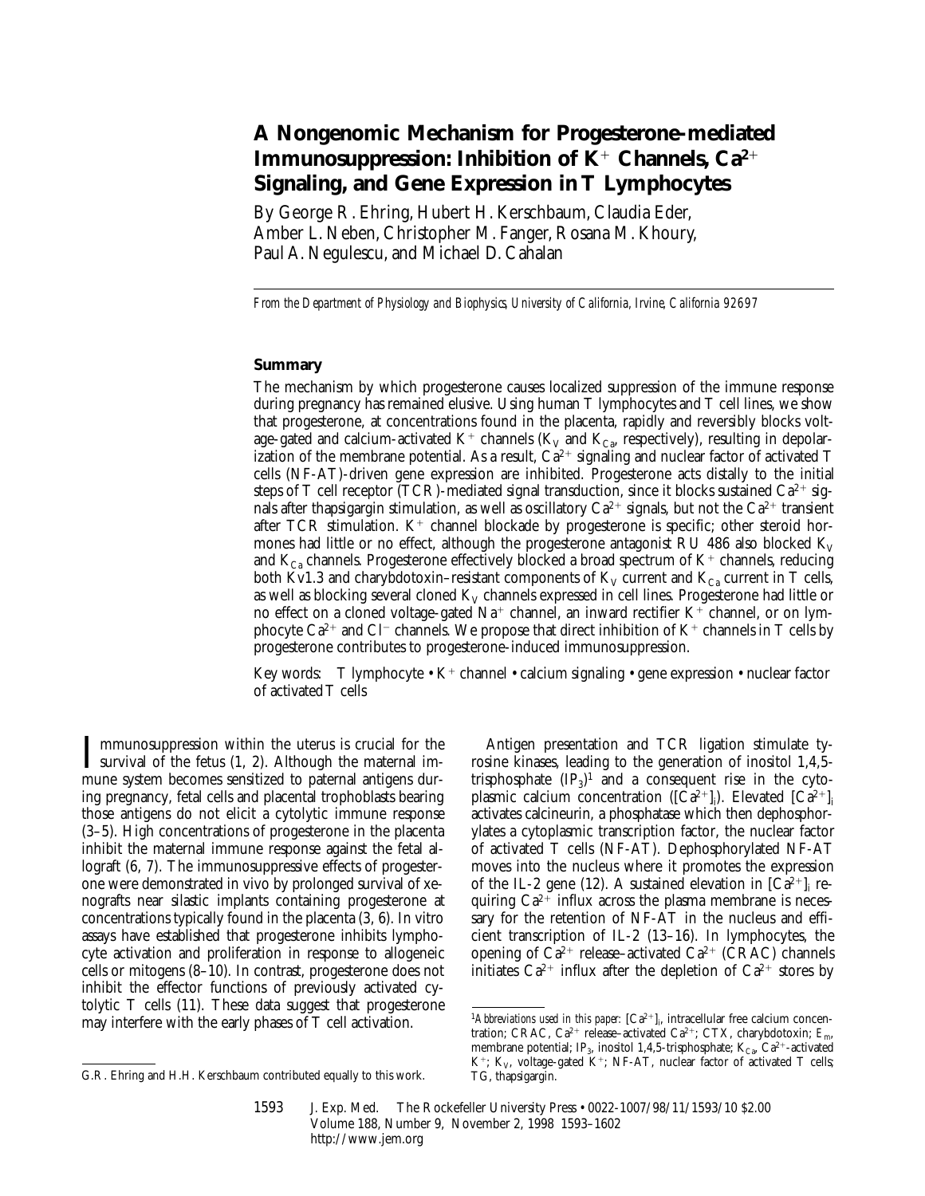# A Nongenomic Mechanism for Progesterone-mediated Immunosuppression: Inhibition of $K^+$ Channels, $Ca^{2+}$ Signaling, and Gene Expression in T Lymphocytes

By George R. Ehring, Hubert H. Kerschbaum, Claudia Eder, Amber L. Neben, Christopher M. Fanger, Rosana M. Khoury, Paul A. Negulescu, and Michael D. Cahalan

*From the Department of Physiology and Biophysics, University of California, Irvine, California 92697*

## Summary

The mechanism by which progesterone causes localized suppression of the immune response during pregnancy has remained elusive. Using human T lymphocytes and T cell lines, we show that progesterone, at concentrations found in the placenta, rapidly and reversibly blocks voltage-gated and calcium-activated $K^+$ channels ($K_V$ and $K_{Ca}$, respectively), resulting in depolarization of the membrane potential. As a result, $Ca^{2+}$ signaling and nuclear factor of activated T cells (NF-AT)-driven gene expression are inhibited. Progesterone acts distally to the initial steps of T cell receptor (TCR)-mediated signal transduction, since it blocks sustained $Ca^{2+}$ signals after thapsigargin stimulation, as well as oscillatory $Ca^{2+}$ signals, but not the $Ca^{2+}$ transient after TCR stimulation. $K^+$ channel blockade by progesterone is specific; other steroid hormones had little or no effect, although the progesterone antagonist RU 486 also blocked $K_V$ and $K_{Ca}$ channels. Progesterone effectively blocked a broad spectrum of $K^+$ channels, reducing both Kv1.3 and charybdotoxin–resistant components of $K_V$ current and $K_{Ca}$ current in T cells, as well as blocking several cloned $K_V$ channels expressed in cell lines. Progesterone had little or no effect on a cloned voltage-gated $Na^+$ channel, an inward rectifier $K^+$ channel, or on lymphocyte $Ca^{2+}$ and $Cl^-$ channels. We propose that direct inhibition of $K^+$ channels in T cells by progesterone contributes to progesterone-induced immunosuppression.

Key words: T lymphocyte • $K^+$ channel • calcium signaling • gene expression • nuclear factor of activated T cells

Immunosuppression within the uterus is crucial for the survival of the fetus (1, 2). Although the maternal immune system becomes sensitized to paternal antigens during pregnancy, fetal cells and placental trophoblasts bearing those antigens do not elicit a cytolytic immune response (3–5). High concentrations of progesterone in the placenta inhibit the maternal immune response against the fetal allograft (6, 7). The immunosuppressive effects of progesterone were demonstrated in vivo by prolonged survival of xenografts near silastic implants containing progesterone at concentrations typically found in the placenta (3, 6). In vitro assays have established that progesterone inhibits lymphocyte activation and proliferation in response to allogeneic cells or mitogens (8–10). In contrast, progesterone does not inhibit the effector functions of previously activated cytolytic T cells (11). These data suggest that progesterone may interfere with the early phases of T cell activation.

Antigen presentation and TCR ligation stimulate tyrosine kinases, leading to the generation of inositol 1,4,5-trisphosphate ($IP_3$)[1] and a consequent rise in the cytoplasmic calcium concentration ($[Ca^{2+}]_i$). Elevated $[Ca^{2+}]_i$ activates calcineurin, a phosphatase which then dephosphorylates a cytoplasmic transcription factor, the nuclear factor of activated T cells (NF-AT). Dephosphorylated NF-AT moves into the nucleus where it promotes the expression of the IL-2 gene (12). A sustained elevation in $[Ca^{2+}]_i$ requiring $Ca^{2+}$ influx across the plasma membrane is necessary for the retention of NF-AT in the nucleus and efficient transcription of IL-2 (13–16). In lymphocytes, the opening of $Ca^{2+}$ release–activated $Ca^{2+}$ (CRAC) channels initiates $Ca^{2+}$ influx after the depletion of $Ca^{2+}$ stores by

G.R. Ehring and H.H. Kerschbaum contributed equally to this work.

[1] *Abbreviations used in this paper:* $[Ca^{2+}]_i$, intracellular free calcium concentration; CRAC, $Ca^{2+}$ release–activated $Ca^{2+}$; CTX, charybdotoxin; $E_m$, membrane potential; $IP_3$, inositol 1,4,5-trisphosphate; $K_{Ca}$, $Ca^{2+}$-activated $K^+$; $K_V$, voltage-gated $K^+$; NF-AT, nuclear factor of activated T cells; TG, thapsigargin.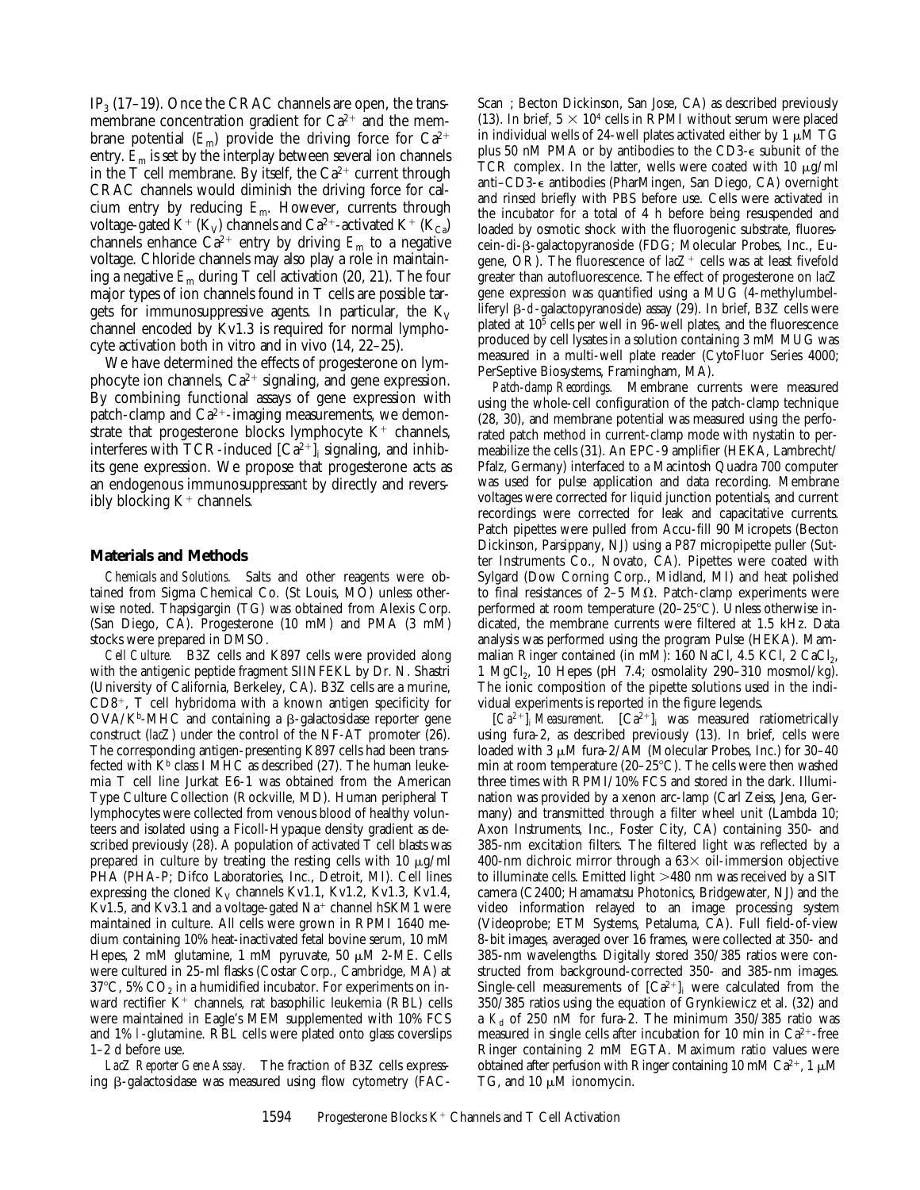$IP_3$ (17–19). Once the CRAC channels are open, the transmembrane concentration gradient for $Ca^{2+}$ and the membrane potential ($E_m$) provide the driving force for $Ca^{2+}$ entry. $E_m$ is set by the interplay between several ion channels in the T cell membrane. By itself, the $Ca^{2+}$ current through CRAC channels would diminish the driving force for calcium entry by reducing $E_m$. However, currents through voltage-gated $K^+$ ($K_V$) channels and $Ca^{2+}$-activated $K^+$ ($K_{Ca}$) channels enhance $Ca^{2+}$ entry by driving $E_m$ to a negative voltage. Chloride channels may also play a role in maintaining a negative $E_m$ during T cell activation (20, 21). The four major types of ion channels found in T cells are possible targets for immunosuppressive agents. In particular, the $K_V$ channel encoded by Kv1.3 is required for normal lymphocyte activation both in vitro and in vivo (14, 22–25).

We have determined the effects of progesterone on lymphocyte ion channels, $Ca^{2+}$ signaling, and gene expression. By combining functional assays of gene expression with patch-clamp and $Ca^{2+}$-imaging measurements, we demonstrate that progesterone blocks lymphocyte $K^+$ channels, interferes with TCR-induced $[Ca^{2+}]_i$ signaling, and inhibits gene expression. We propose that progesterone acts as an endogenous immunosuppressant by directly and reversibly blocking $K^+$ channels.

## Materials and Methods

*Chemicals and Solutions.* Salts and other reagents were obtained from Sigma Chemical Co. (St Louis, MO) unless otherwise noted. Thapsigargin (TG) was obtained from Alexis Corp. (San Diego, CA). Progesterone (10 mM) and PMA (3 mM) stocks were prepared in DMSO.

*Cell Culture.* B3Z cells and K897 cells were provided along with the antigenic peptide fragment SIINFEKL by Dr. N. Shastri (University of California, Berkeley, CA). B3Z cells are a murine, $CD8^+$, T cell hybridoma with a known antigen specificity for OVA/$K^b$-MHC and containing a β-galactosidase reporter gene construct (*lacZ*) under the control of the NF-AT promoter (26). The corresponding antigen-presenting K897 cells had been transfected with $K^b$ class I MHC as described (27). The human leukemia T cell line Jurkat E6-1 was obtained from the American Type Culture Collection (Rockville, MD). Human peripheral T lymphocytes were collected from venous blood of healthy volunteers and isolated using a Ficoll-Hypaque density gradient as described previously (28). A population of activated T cell blasts was prepared in culture by treating the resting cells with 10 μg/ml PHA (PHA-P; Difco Laboratories, Inc., Detroit, MI). Cell lines expressing the cloned $K_V$ channels Kv1.1, Kv1.2, Kv1.3, Kv1.4, Kv1.5, and Kv3.1 and a voltage-gated $Na^+$ channel hSKM1 were maintained in culture. All cells were grown in RPMI 1640 medium containing 10% heat-inactivated fetal bovine serum, 10 mM Hepes, 2 mM glutamine, 1 mM pyruvate, 50 μM 2-ME. Cells were cultured in 25-ml flasks (Costar Corp., Cambridge, MA) at 37°C, 5% $CO_2$ in a humidified incubator. For experiments on inward rectifier $K^+$ channels, rat basophilic leukemia (RBL) cells were maintained in Eagle's MEM supplemented with 10% FCS and 1% *l*-glutamine. RBL cells were plated onto glass coverslips 1–2 d before use.

*LacZ Reporter Gene Assay.* The fraction of B3Z cells expressing β-galactosidase was measured using flow cytometry (FACScan; Becton Dickinson, San Jose, CA) as described previously (13). In brief, $5 \times 10^4$ cells in RPMI without serum were placed in individual wells of 24-well plates activated either by 1 μM TG plus 50 nM PMA or by antibodies to the CD3-ε subunit of the TCR complex. In the latter, wells were coated with 10 μg/ml anti–CD3-ε antibodies (PharMingen, San Diego, CA) overnight and rinsed briefly with PBS before use. Cells were activated in the incubator for a total of 4 h before being resuspended and loaded by osmotic shock with the fluorogenic substrate, fluorescein-di-β-galactopyranoside (FDG; Molecular Probes, Inc., Eugene, OR). The fluorescence of *lacZ*$^+$ cells was at least fivefold greater than autofluorescence. The effect of progesterone on *lacZ* gene expression was quantified using a MUG (4-methylumbelliferyl β-*d*-galactopyranoside) assay (29). In brief, B3Z cells were plated at $10^5$ cells per well in 96-well plates, and the fluorescence produced by cell lysates in a solution containing 3 mM MUG was measured in a multi-well plate reader (CytoFluor Series 4000; PerSeptive Biosystems, Framingham, MA).

*Patch-clamp Recordings.* Membrane currents were measured using the whole-cell configuration of the patch-clamp technique (28, 30), and membrane potential was measured using the perforated patch method in current-clamp mode with nystatin to permeabilize the cells (31). An EPC-9 amplifier (HEKA, Lambrecht/Pfalz, Germany) interfaced to a Macintosh Quadra 700 computer was used for pulse application and data recording. Membrane voltages were corrected for liquid junction potentials, and current recordings were corrected for leak and capacitative currents. Patch pipettes were pulled from Accu-fill 90 Micropets (Becton Dickinson, Parsippany, NJ) using a P87 micropipette puller (Sutter Instruments Co., Novato, CA). Pipettes were coated with Sylgard (Dow Corning Corp., Midland, MI) and heat polished to final resistances of 2–5 MΩ. Patch-clamp experiments were performed at room temperature (20–25°C). Unless otherwise indicated, the membrane currents were filtered at 1.5 kHz. Data analysis was performed using the program Pulse (HEKA). Mammalian Ringer contained (in mM): 160 NaCl, 4.5 KCl, 2 $CaCl_2$, 1 $MgCl_2$, 10 Hepes (pH 7.4; osmolality 290–310 mosmol/kg). The ionic composition of the pipette solutions used in the individual experiments is reported in the figure legends.

*$[Ca^{2+}]_i$ Measurement.* $[Ca^{2+}]_i$ was measured ratiometrically using fura-2, as described previously (13). In brief, cells were loaded with 3 μM fura-2/AM (Molecular Probes, Inc.) for 30–40 min at room temperature (20–25°C). The cells were then washed three times with RPMI/10% FCS and stored in the dark. Illumination was provided by a xenon arc-lamp (Carl Zeiss, Jena, Germany) and transmitted through a filter wheel unit (Lambda 10; Axon Instruments, Inc., Foster City, CA) containing 350- and 385-nm excitation filters. The filtered light was reflected by a 400-nm dichroic mirror through a 63× oil-immersion objective to illuminate cells. Emitted light >480 nm was received by a SIT camera (C2400; Hamamatsu Photonics, Bridgewater, NJ) and the video information relayed to an image processing system (Videoprobe; ETM Systems, Petaluma, CA). Full field-of-view 8-bit images, averaged over 16 frames, were collected at 350- and 385-nm wavelengths. Digitally stored 350/385 ratios were constructed from background-corrected 350- and 385-nm images. Single-cell measurements of $[Ca^{2+}]_i$ were calculated from the 350/385 ratios using the equation of Grynkiewicz et al. (32) and a $K_d$ of 250 nM for fura-2. The minimum 350/385 ratio was measured in single cells after incubation for 10 min in $Ca^{2+}$-free Ringer containing 2 mM EGTA. Maximum ratio values were obtained after perfusion with Ringer containing 10 mM $Ca^{2+}$, 1 μM TG, and 10 μM ionomycin.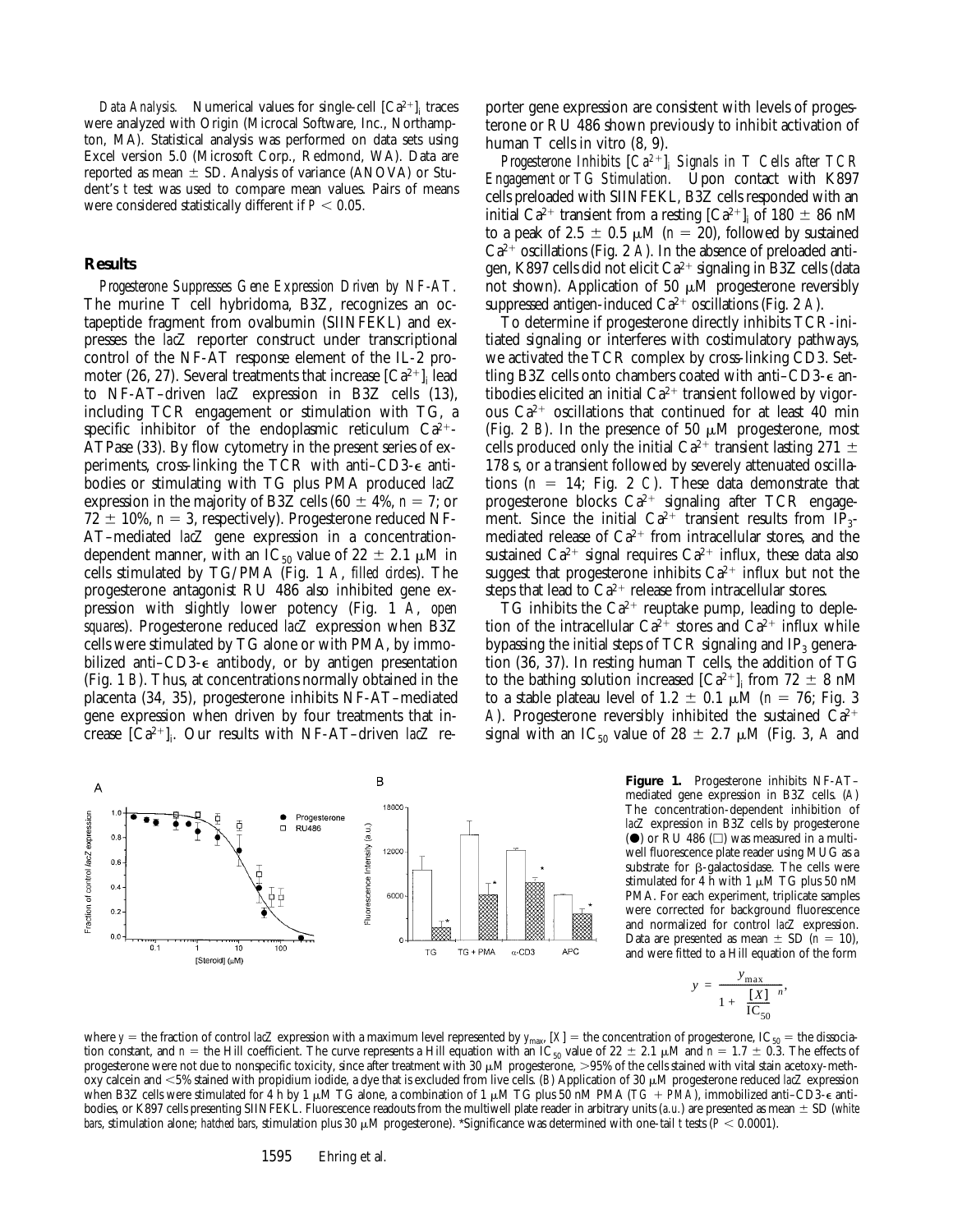*Data Analysis.* Numerical values for single-cell $[Ca^{2+}]_i$ traces were analyzed with Origin (Microcal Software, Inc., Northampton, MA). Statistical analysis was performed on data sets using Excel version 5.0 (Microsoft Corp., Redmond, WA). Data are reported as mean ± SD. Analysis of variance (ANOVA) or Student's *t* test was used to compare mean values. Pairs of means were considered statistically different if $P < 0.05$.

## Results

*Progesterone Suppresses Gene Expression Driven by NF-AT.* The murine T cell hybridoma, B3Z, recognizes an octapeptide fragment from ovalbumin (SIINFEKL) and expresses the *lacZ* reporter construct under transcriptional control of the NF-AT response element of the IL-2 promoter (26, 27). Several treatments that increase $[Ca^{2+}]_i$ lead to NF-AT–driven *lacZ* expression in B3Z cells (13), including TCR engagement or stimulation with TG, a specific inhibitor of the endoplasmic reticulum $Ca^{2+}$-ATPase (33). By flow cytometry in the present series of experiments, cross-linking the TCR with anti–CD3-ε antibodies or stimulating with TG plus PMA produced *lacZ* expression in the majority of B3Z cells (60 ± 4%, $n = 7$; or 72 ± 10%, $n = 3$, respectively). Progesterone reduced NF-AT–mediated *lacZ* gene expression in a concentration-dependent manner, with an $IC_{50}$ value of 22 ± 2.1 μM in cells stimulated by TG/PMA (Fig. 1 *A*, *filled circles*). The progesterone antagonist RU 486 also inhibited gene expression with slightly lower potency (Fig. 1 *A*, *open squares*). Progesterone reduced *lacZ* expression when B3Z cells were stimulated by TG alone or with PMA, by immobilized anti–CD3-ε antibody, or by antigen presentation (Fig. 1 *B*). Thus, at concentrations normally obtained in the placenta (34, 35), progesterone inhibits NF-AT–mediated gene expression when driven by four treatments that increase $[Ca^{2+}]_i$. Our results with NF-AT–driven *lacZ* reporter gene expression are consistent with levels of progesterone or RU 486 shown previously to inhibit activation of human T cells in vitro (8, 9).

*Progesterone Inhibits $[Ca^{2+}]_i$ Signals in T Cells after TCR Engagement or TG Stimulation.* Upon contact with K897 cells preloaded with SIINFEKL, B3Z cells responded with an initial $Ca^{2+}$ transient from a resting $[Ca^{2+}]_i$ of 180 ± 86 nM to a peak of 2.5 ± 0.5 μM ($n = 20$), followed by sustained $Ca^{2+}$ oscillations (Fig. 2 *A*). In the absence of preloaded antigen, K897 cells did not elicit $Ca^{2+}$ signaling in B3Z cells (data not shown). Application of 50 μM progesterone reversibly suppressed antigen-induced $Ca^{2+}$ oscillations (Fig. 2 *A*).

To determine if progesterone directly inhibits TCR-initiated signaling or interferes with costimulatory pathways, we activated the TCR complex by cross-linking CD3. Settling B3Z cells onto chambers coated with anti–CD3-ε antibodies elicited an initial $Ca^{2+}$ transient followed by vigorous $Ca^{2+}$ oscillations that continued for at least 40 min (Fig. 2 *B*). In the presence of 50 μM progesterone, most cells produced only the initial $Ca^{2+}$ transient lasting 271 ± 178 s, or a transient followed by severely attenuated oscillations ($n = 14$; Fig. 2 *C*). These data demonstrate that progesterone blocks $Ca^{2+}$ signaling after TCR engagement. Since the initial $Ca^{2+}$ transient results from $IP_3$-mediated release of $Ca^{2+}$ from intracellular stores, and the sustained $Ca^{2+}$ signal requires $Ca^{2+}$ influx, these data also suggest that progesterone inhibits $Ca^{2+}$ influx but not the steps that lead to $Ca^{2+}$ release from intracellular stores.

TG inhibits the $Ca^{2+}$ reuptake pump, leading to depletion of the intracellular $Ca^{2+}$ stores and $Ca^{2+}$ influx while bypassing the initial steps of TCR signaling and $IP_3$ generation (36, 37). In resting human T cells, the addition of TG to the bathing solution increased $[Ca^{2+}]_i$ from 72 ± 8 nM to a stable plateau level of 1.2 ± 0.1 μM ($n = 76$; Fig. 3 *A*). Progesterone reversibly inhibited the sustained $Ca^{2+}$ signal with an $IC_{50}$ value of 28 ± 2.7 μM (Fig. 3, *A* and

**Figure 1.** Progesterone inhibits NF-AT–mediated gene expression in B3Z cells. (*A*) The concentration-dependent inhibition of *lacZ* expression in B3Z cells by progesterone (●) or RU 486 (□) was measured in a multiwell fluorescence plate reader using MUG as a substrate for β-galactosidase. The cells were stimulated for 4 h with 1 μM TG plus 50 nM PMA. For each experiment, triplicate samples were corrected for background fluorescence and normalized for control *lacZ* expression. Data are presented as mean ± SD ($n = 10$), and were fitted to a Hill equation of the form

$$y = \frac{y_{max}}{1 + \left(\frac{[X]}{IC_{50}}\right)^n},$$

where $y$ = the fraction of control *lacZ* expression with a maximum level represented by $y_{max}$, $[X]$ = the concentration of progesterone, $IC_{50}$ = the dissociation constant, and $n$ = the Hill coefficient. The curve represents a Hill equation with an $IC_{50}$ value of 22 ± 2.1 μM and $n$ = 1.7 ± 0.3. The effects of progesterone were not due to nonspecific toxicity, since after treatment with 30 μM progesterone, >95% of the cells stained with vital stain acetoxy-methoxy calcein and <5% stained with propidium iodide, a dye that is excluded from live cells. (*B*) Application of 30 μM progesterone reduced *lacZ* expression when B3Z cells were stimulated for 4 h by 1 μM TG alone, a combination of 1 μM TG plus 50 nM PMA (*TG + PMA*), immobilized anti–CD3-ε antibodies, or K897 cells presenting SIINFEKL. Fluorescence readouts from the multiwell plate reader in arbitrary units (*a.u.*) are presented as mean ± SD (*white bars*, stimulation alone; *hatched bars*, stimulation plus 30 μM progesterone). *Significance was determined with one-tail *t* tests ($P < 0.0001$).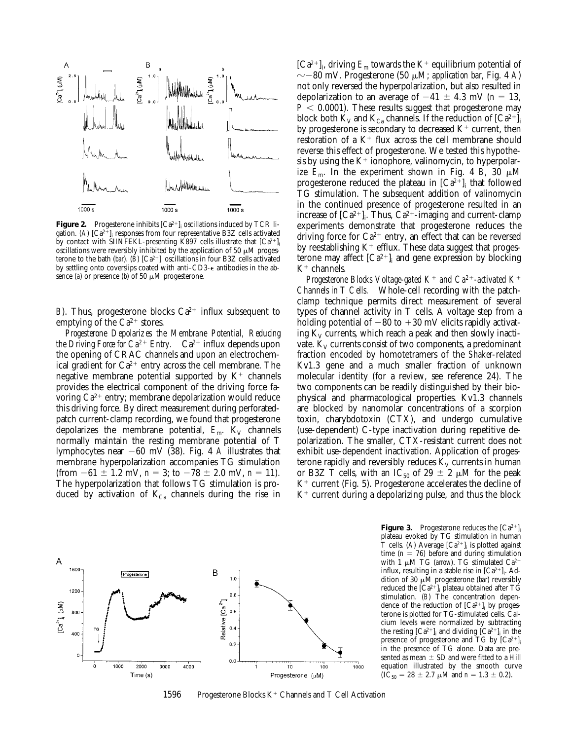**Figure 2.** Progesterone inhibits $[Ca^{2+}]_i$ oscillations induced by TCR ligation. (*A*) $[Ca^{2+}]_i$ responses from four representative B3Z cells activated by contact with SIINFEKL-presenting K897 cells illustrate that $[Ca^{2+}]_i$ oscillations were reversibly inhibited by the application of 50 μM progesterone to the bath (*bar*). (*B*) $[Ca^{2+}]_i$ oscillations in four B3Z cells activated by settling onto coverslips coated with anti–CD3-ε antibodies in the absence (*a*) or presence (*b*) of 50 μM progesterone.

*B*). Thus, progesterone blocks $Ca^{2+}$ influx subsequent to emptying of the $Ca^{2+}$ stores.

*Progesterone Depolarizes the Membrane Potential, Reducing the Driving Force for $Ca^{2+}$ Entry.* $Ca^{2+}$ influx depends upon the opening of CRAC channels and upon an electrochemical gradient for $Ca^{2+}$ entry across the cell membrane. The negative membrane potential supported by $K^+$ channels provides the electrical component of the driving force favoring $Ca^{2+}$ entry; membrane depolarization would reduce this driving force. By direct measurement during perforated-patch current-clamp recording, we found that progesterone depolarizes the membrane potential, $E_m$. $K_V$ channels normally maintain the resting membrane potential of T lymphocytes near −60 mV (38). Fig. 4 *A* illustrates that membrane hyperpolarization accompanies TG stimulation (from −61 ± 1.2 mV, $n = 3$; to −78 ± 2.0 mV, $n = 11$). The hyperpolarization that follows TG stimulation is produced by activation of $K_{Ca}$ channels during the rise in $[Ca^{2+}]_i$, driving $E_m$ towards the $K^+$ equilibrium potential of ~−80 mV. Progesterone (50 μM; *application bar*, Fig. 4 *A*) not only reversed the hyperpolarization, but also resulted in depolarization to an average of −41 ± 4.3 mV ($n = 13$, $P < 0.0001$). These results suggest that progesterone may block both $K_V$ and $K_{Ca}$ channels. If the reduction of $[Ca^{2+}]_i$ by progesterone is secondary to decreased $K^+$ current, then restoration of a $K^+$ flux across the cell membrane should reverse this effect of progesterone. We tested this hypothesis by using the $K^+$ ionophore, valinomycin, to hyperpolarize $E_m$. In the experiment shown in Fig. 4 *B*, 30 μM progesterone reduced the plateau in $[Ca^{2+}]_i$ that followed TG stimulation. The subsequent addition of valinomycin in the continued presence of progesterone resulted in an increase of $[Ca^{2+}]_i$. Thus, $Ca^{2+}$-imaging and current-clamp experiments demonstrate that progesterone reduces the driving force for $Ca^{2+}$ entry, an effect that can be reversed by reestablishing $K^+$ efflux. These data suggest that progesterone may affect $[Ca^{2+}]_i$ and gene expression by blocking $K^+$ channels.

*Progesterone Blocks Voltage-gated $K^+$ and $Ca^{2+}$-activated $K^+$ Channels in T Cells.* Whole-cell recording with the patch-clamp technique permits direct measurement of several types of channel activity in T cells. A voltage step from a holding potential of −80 to +30 mV elicits rapidly activating $K_V$ currents, which reach a peak and then slowly inactivate. $K_V$ currents consist of two components, a predominant fraction encoded by homotetramers of the *Shaker*-related Kv1.3 gene and a much smaller fraction of unknown molecular identity (for a review, see reference 24). The two components can be readily distinguished by their biophysical and pharmacological properties. Kv1.3 channels are blocked by nanomolar concentrations of a scorpion toxin, charybdotoxin (CTX), and undergo cumulative (use-dependent) C-type inactivation during repetitive depolarization. The smaller, CTX-resistant current does not exhibit use-dependent inactivation. Application of progesterone rapidly and reversibly reduces $K_V$ currents in human or B3Z T cells, with an $IC_{50}$ of 29 ± 2 μM for the peak $K^+$ current (Fig. 5). Progesterone accelerates the decline of $K^+$ current during a depolarizing pulse, and thus the block

**Figure 3.** Progesterone reduces the $[Ca^{2+}]_i$ plateau evoked by TG stimulation in human T cells. (*A*) Average $[Ca^{2+}]_i$ is plotted against time ($n = 76$) before and during stimulation with 1 μM TG (*arrow*). TG stimulated $Ca^{2+}$ influx, resulting in a stable rise in $[Ca^{2+}]_i$. Addition of 30 μM progesterone (*bar*) reversibly reduced the $[Ca^{2+}]_i$ plateau obtained after TG stimulation. (*B*) The concentration dependence of the reduction of $[Ca^{2+}]_i$ by progesterone is plotted for TG-stimulated cells. Calcium levels were normalized by subtracting the resting $[Ca^{2+}]_i$ and dividing $[Ca^{2+}]_i$ in the presence of progesterone and TG by $[Ca^{2+}]_i$ in the presence of TG alone. Data are presented as mean ± SD and were fitted to a Hill equation illustrated by the smooth curve ($IC_{50} = 28 \pm 2.7$ μM and $n = 1.3 \pm 0.2$).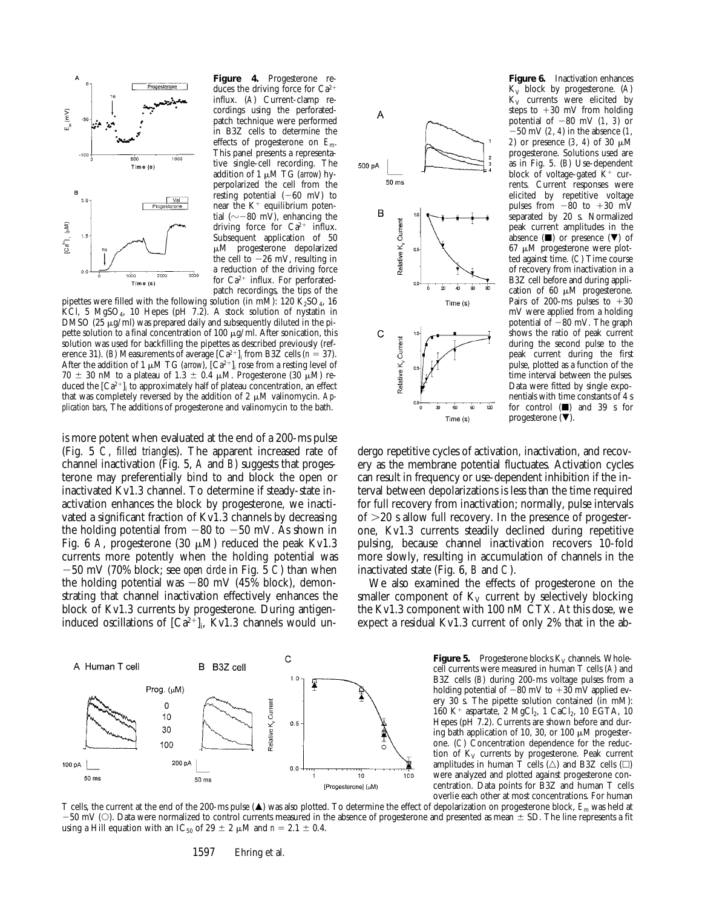**Figure 4.** Progesterone reduces the driving force for $Ca^{2+}$ influx. (*A*) Current-clamp recordings using the perforated-patch technique were performed in B3Z cells to determine the effects of progesterone on $E_m$. This panel presents a representative single-cell recording. The addition of 1 μM TG (*arrow*) hyperpolarized the cell from the resting potential (−60 mV) to near the $K^+$ equilibrium potential (∼−80 mV), enhancing the driving force for $Ca^{2+}$ influx. Subsequent application of 50 μM progesterone depolarized the cell to −26 mV, resulting in a reduction of the driving force for $Ca^{2+}$ influx. For perforated-patch recordings, the tips of the pipettes were filled with the following solution (in mM): 120 $K_2SO_4$, 16 KCl, 5 $MgSO_4$, 10 Hepes (pH 7.2). A stock solution of nystatin in DMSO (25 μg/ml) was prepared daily and subsequently diluted in the pipette solution to a final concentration of 100 μg/ml. After sonication, this solution was used for backfilling the pipettes as described previously (reference 31). (*B*) Measurements of average $[Ca^{2+}]_i$ from B3Z cells ($n$ = 37). After the addition of 1 μM TG (*arrow*), $[Ca^{2+}]_i$ rose from a resting level of 70 ± 30 nM to a plateau of 1.3 ± 0.4 μM. Progesterone (30 μM) reduced the $[Ca^{2+}]_i$ to approximately half of plateau concentration, an effect that was completely reversed by the addition of 2 μM valinomycin. *Application bars*, The additions of progesterone and valinomycin to the bath.

is more potent when evaluated at the end of a 200-ms pulse (Fig. 5 *C*, *filled triangles*). The apparent increased rate of channel inactivation (Fig. 5, *A* and *B*) suggests that progesterone may preferentially bind to and block the open or inactivated Kv1.3 channel. To determine if steady-state inactivation enhances the block by progesterone, we inactivated a significant fraction of Kv1.3 channels by decreasing the holding potential from −80 to −50 mV. As shown in Fig. 6 *A*, progesterone (30 μM) reduced the peak Kv1.3 currents more potently when the holding potential was −50 mV (70% block; see *open circle* in Fig. 5 *C*) than when the holding potential was −80 mV (45% block), demonstrating that channel inactivation effectively enhances the block of Kv1.3 currents by progesterone. During antigen-induced oscillations of $[Ca^{2+}]_i$, Kv1.3 channels would undergo repetitive cycles of activation, inactivation, and recovery as the membrane potential fluctuates. Activation cycles can result in frequency or use-dependent inhibition if the interval between depolarizations is less than the time required for full recovery from inactivation; normally, pulse intervals of >20 s allow full recovery. In the presence of progesterone, Kv1.3 currents steadily declined during repetitive pulsing, because channel inactivation recovers 10-fold more slowly, resulting in accumulation of channels in the inactivated state (Fig. 6, *B* and *C*).

We also examined the effects of progesterone on the smaller component of $K_V$ current by selectively blocking the Kv1.3 component with 100 nM CTX. At this dose, we expect a residual Kv1.3 current of only 2% that in the ab-

**Figure 6.** Inactivation enhances $K_V$ block by progesterone. (*A*) $K_V$ currents were elicited by steps to +30 mV from holding potential of −80 mV (*1, 3*) or −50 mV (*2, 4*) in the absence (*1, 2*) or presence (*3, 4*) of 30 μM progesterone. Solutions used are as in Fig. 5. (*B*) Use-dependent block of voltage-gated $K^+$ currents. Current responses were elicited by repetitive voltage pulses from −80 to +30 mV separated by 20 s. Normalized peak current amplitudes in the absence (■) or presence (▼) of 67 μM progesterone were plotted against time. (*C*) Time course of recovery from inactivation in a B3Z cell before and during application of 60 μM progesterone. Pairs of 200-ms pulses to +30 mV were applied from a holding potential of −80 mV. The graph shows the ratio of peak current during the second pulse to the peak current during the first pulse, plotted as a function of the time interval between the pulses. Data were fitted by single exponentials with time constants of 4 s for control (■) and 39 s for progesterone (▼).

**Figure 5.** Progesterone blocks $K_V$ channels. Whole-cell currents were measured in human T cells (*A*) and B3Z cells (*B*) during 200-ms voltage pulses from a holding potential of −80 mV to +30 mV applied every 30 s. The pipette solution contained (in mM): 160 $K^+$ aspartate, 2 $MgCl_2$, 1 $CaCl_2$, 10 EGTA, 10 Hepes (pH 7.2). Currents are shown before and during bath application of 10, 30, or 100 μM progesterone. (*C*) Concentration dependence for the reduction of $K_V$ currents by progesterone. Peak current amplitudes in human T cells (△) and B3Z cells (□) were analyzed and plotted against progesterone concentration. Data points for B3Z and human T cells overlie each other at most concentrations. For human T cells, the current at the end of the 200-ms pulse (▲) was also plotted. To determine the effect of depolarization on progesterone block, $E_m$ was held at −50 mV (○). Data were normalized to control currents measured in the absence of progesterone and presented as mean ± SD. The line represents a fit using a Hill equation with an $IC_{50}$ of 29 ± 2 μM and $n$ = 2.1 ± 0.4.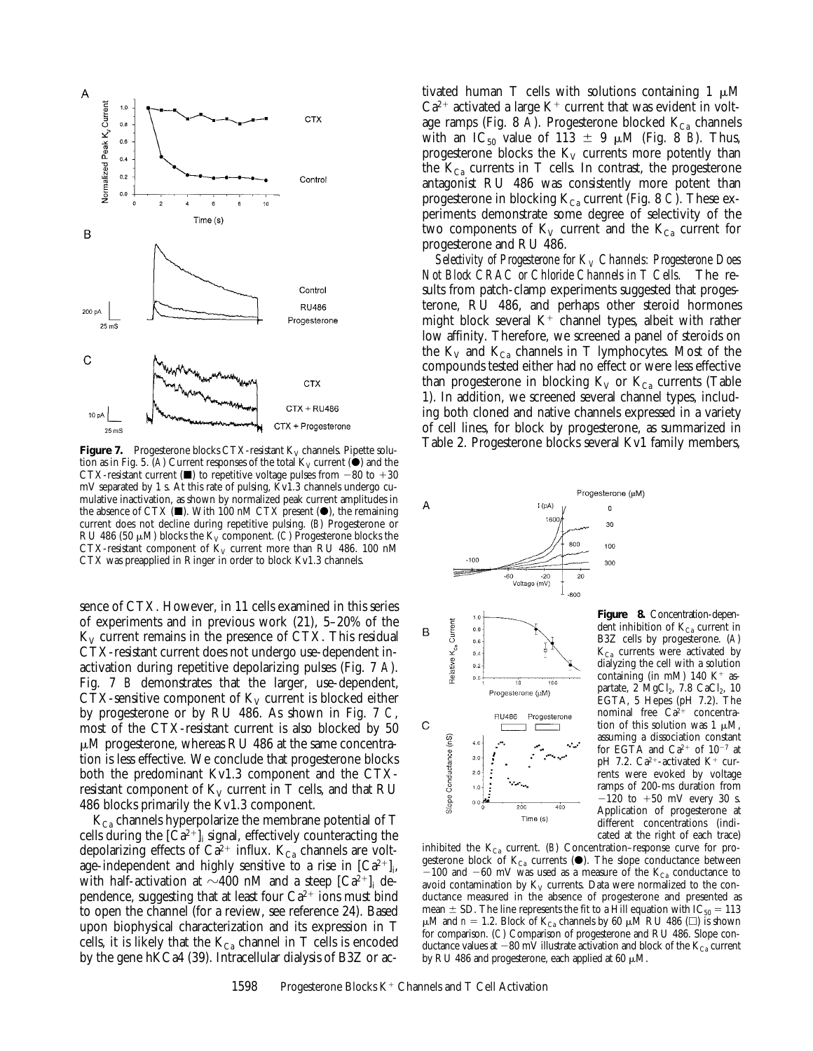**Figure 7.** Progesterone blocks CTX-resistant $K_V$ channels. Pipette solution as in Fig. 5. (*A*) Current responses of the total $K_V$ current (●) and the CTX-resistant current (■) to repetitive voltage pulses from −80 to +30 mV separated by 1 s. At this rate of pulsing, Kv1.3 channels undergo cumulative inactivation, as shown by normalized peak current amplitudes in the absence of CTX (■). With 100 nM CTX present (●), the remaining current does not decline during repetitive pulsing. (*B*) Progesterone or RU 486 (50 μM) blocks the $K_V$ component. (*C*) Progesterone blocks the CTX-resistant component of $K_V$ current more than RU 486. 100 nM CTX was preapplied in Ringer in order to block Kv1.3 channels.

sence of CTX. However, in 11 cells examined in this series of experiments and in previous work (21), 5–20% of the $K_V$ current remains in the presence of CTX. This residual CTX-resistant current does not undergo use-dependent inactivation during repetitive depolarizing pulses (Fig. 7 *A*). Fig. 7 *B* demonstrates that the larger, use-dependent, CTX-sensitive component of $K_V$ current is blocked either by progesterone or by RU 486. As shown in Fig. 7 *C*, most of the CTX-resistant current is also blocked by 50 μM progesterone, whereas RU 486 at the same concentration is less effective. We conclude that progesterone blocks both the predominant Kv1.3 component and the CTX-resistant component of $K_V$ current in T cells, and that RU 486 blocks primarily the Kv1.3 component.

$K_{Ca}$ channels hyperpolarize the membrane potential of T cells during the $[Ca^{2+}]_i$ signal, effectively counteracting the depolarizing effects of $Ca^{2+}$ influx. $K_{Ca}$ channels are voltage-independent and highly sensitive to a rise in $[Ca^{2+}]_i$, with half-activation at ~400 nM and a steep $[Ca^{2+}]_i$ dependence, suggesting that at least four $Ca^{2+}$ ions must bind to open the channel (for a review, see reference 24). Based upon biophysical characterization and its expression in T cells, it is likely that the $K_{Ca}$ channel in T cells is encoded by the gene hKCa4 (39). Intracellular dialysis of B3Z or activated human T cells with solutions containing 1 μM $Ca^{2+}$ activated a large $K^+$ current that was evident in voltage ramps (Fig. 8 *A*). Progesterone blocked $K_{Ca}$ channels with an $IC_{50}$ value of 113 ± 9 μM (Fig. 8 *B*). Thus, progesterone blocks the $K_V$ currents more potently than the $K_{Ca}$ currents in T cells. In contrast, the progesterone antagonist RU 486 was consistently more potent than progesterone in blocking $K_{Ca}$ current (Fig. 8 *C*). These experiments demonstrate some degree of selectivity of the two components of $K_V$ current and the $K_{Ca}$ current for progesterone and RU 486.

*Selectivity of Progesterone for $K_V$ Channels: Progesterone Does Not Block CRAC or Chloride Channels in T Cells.* The results from patch-clamp experiments suggested that progesterone, RU 486, and perhaps other steroid hormones might block several $K^+$ channel types, albeit with rather low affinity. Therefore, we screened a panel of steroids on the $K_V$ and $K_{Ca}$ channels in T lymphocytes. Most of the compounds tested either had no effect or were less effective than progesterone in blocking $K_V$ or $K_{Ca}$ currents (Table 1). In addition, we screened several channel types, including both cloned and native channels expressed in a variety of cell lines, for block by progesterone, as summarized in Table 2. Progesterone blocks several Kv1 family members,

**Figure 8.** Concentration-dependent inhibition of $K_{Ca}$ current in B3Z cells by progesterone. (*A*) $K_{Ca}$ currents were activated by dialyzing the cell with a solution containing (in mM) 140 $K^+$ aspartate, 2 $MgCl_2$, 7.8 $CaCl_2$, 10 EGTA, 5 Hepes (pH 7.2). The nominal free $Ca^{2+}$ concentration of this solution was 1 μM, assuming a dissociation constant for EGTA and $Ca^{2+}$ of $10^{-7}$ at pH 7.2. $Ca^{2+}$-activated $K^+$ currents were evoked by voltage ramps of 200-ms duration from −120 to +50 mV every 30 s. Application of progesterone at different concentrations (indicated at the right of each trace) inhibited the $K_{Ca}$ current. (*B*) Concentration–response curve for progesterone block of $K_{Ca}$ currents (●). The slope conductance between −100 and −60 mV was used as a measure of the $K_{Ca}$ conductance to avoid contamination by $K_V$ currents. Data were normalized to the conductance measured in the absence of progesterone and presented as mean ± SD. The line represents the fit to a Hill equation with $IC_{50}$ = 113 μM and $n$ = 1.2. Block of $K_{Ca}$ channels by 60 μM RU 486 (□) is shown for comparison. (*C*) Comparison of progesterone and RU 486. Slope conductance values at −80 mV illustrate activation and block of the $K_{Ca}$ current by RU 486 and progesterone, each applied at 60 μM.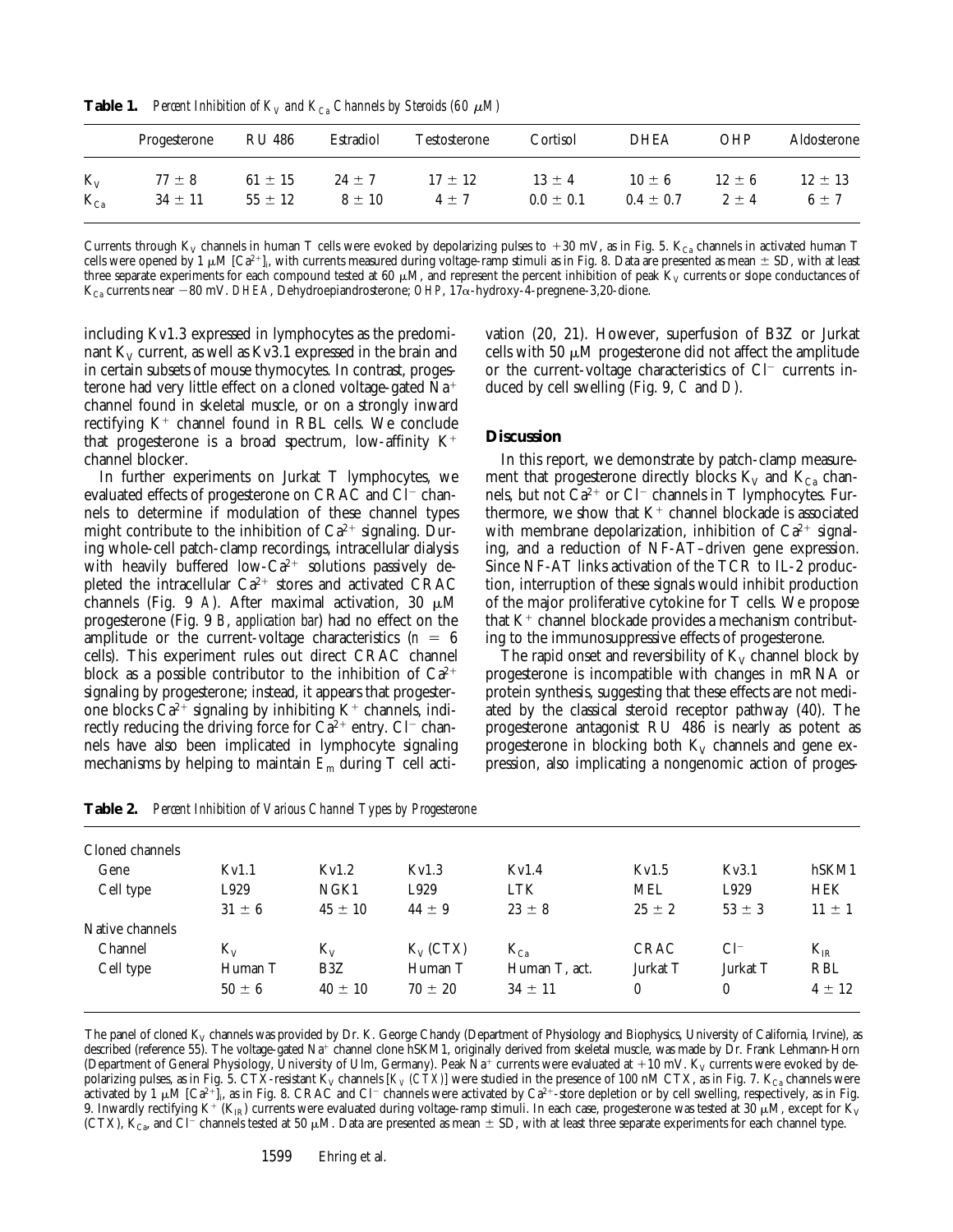**Table 1.** *Percent Inhibition of $K_V$ and $K_{Ca}$ Channels by Steroids (60 μM)*

| | Progesterone | RU 486 | Estradiol | Testosterone | Cortisol | DHEA | OHP | Aldosterone |
|---|---|---|---|---|---|---|---|---|
| $K_V$ | 77 ± 8 | 61 ± 15 | 24 ± 7 | 17 ± 12 | 13 ± 4 | 10 ± 6 | 12 ± 6 | 12 ± 13 |
| $K_{Ca}$ | 34 ± 11 | 55 ± 12 | 8 ± 10 | 4 ± 7 | 0.0 ± 0.1 | 0.4 ± 0.7 | 2 ± 4 | 6 ± 7 |

Currents through $K_V$ channels in human T cells were evoked by depolarizing pulses to +30 mV, as in Fig. 5. $K_{Ca}$ channels in activated human T cells were opened by 1 μM $[Ca^{2+}]_i$, with currents measured during voltage-ramp stimuli as in Fig. 8. Data are presented as mean ± SD, with at least three separate experiments for each compound tested at 60 μM, and represent the percent inhibition of peak $K_V$ currents or slope conductances of $K_{Ca}$ currents near −80 mV. *DHEA*, Dehydroepiandrosterone; *OHP*, 17α-hydroxy-4-pregnene-3,20-dione.

including Kv1.3 expressed in lymphocytes as the predominant $K_V$ current, as well as Kv3.1 expressed in the brain and in certain subsets of mouse thymocytes. In contrast, progesterone had very little effect on a cloned voltage-gated $Na^+$ channel found in skeletal muscle, or on a strongly inward rectifying $K^+$ channel found in RBL cells. We conclude that progesterone is a broad spectrum, low-affinity $K^+$ channel blocker.

In further experiments on Jurkat T lymphocytes, we evaluated effects of progesterone on CRAC and $Cl^-$ channels to determine if modulation of these channel types might contribute to the inhibition of $Ca^{2+}$ signaling. During whole-cell patch-clamp recordings, intracellular dialysis with heavily buffered low-$Ca^{2+}$ solutions passively depleted the intracellular $Ca^{2+}$ stores and activated CRAC channels (Fig. 9 *A*). After maximal activation, 30 μM progesterone (Fig. 9 *B*, *application bar*) had no effect on the amplitude or the current-voltage characteristics ($n$ = 6 cells). This experiment rules out direct CRAC channel block as a possible contributor to the inhibition of $Ca^{2+}$ signaling by progesterone; instead, it appears that progesterone blocks $Ca^{2+}$ signaling by inhibiting $K^+$ channels, indirectly reducing the driving force for $Ca^{2+}$ entry. $Cl^-$ channels have also been implicated in lymphocyte signaling mechanisms by helping to maintain $E_m$ during T cell activation (20, 21). However, superfusion of B3Z or Jurkat cells with 50 μM progesterone did not affect the amplitude or the current-voltage characteristics of $Cl^-$ currents induced by cell swelling (Fig. 9, *C* and *D*).

## Discussion

In this report, we demonstrate by patch-clamp measurement that progesterone directly blocks $K_V$ and $K_{Ca}$ channels, but not $Ca^{2+}$ or $Cl^-$ channels in T lymphocytes. Furthermore, we show that $K^+$ channel blockade is associated with membrane depolarization, inhibition of $Ca^{2+}$ signaling, and a reduction of NF-AT–driven gene expression. Since NF-AT links activation of the TCR to IL-2 production, interruption of these signals would inhibit production of the major proliferative cytokine for T cells. We propose that $K^+$ channel blockade provides a mechanism contributing to the immunosuppressive effects of progesterone.

The rapid onset and reversibility of $K_V$ channel block by progesterone is incompatible with changes in mRNA or protein synthesis, suggesting that these effects are not mediated by the classical steroid receptor pathway (40). The progesterone antagonist RU 486 is nearly as potent as progesterone in blocking both $K_V$ channels and gene expression, also implicating a nongenomic action of proges-

**Table 2.** *Percent Inhibition of Various Channel Types by Progesterone*

| | | | | | | | |
|---|---|---|---|---|---|---|---|
| Cloned channels | | | | | | | |
| Gene | Kv1.1 | Kv1.2 | Kv1.3 | Kv1.4 | Kv1.5 | Kv3.1 | hSKM1 |
| Cell type | L929 | NGK1 | L929 | LTK | MEL | L929 | HEK |
| | 31 ± 6 | 45 ± 10 | 44 ± 9 | 23 ± 8 | 25 ± 2 | 53 ± 3 | 11 ± 1 |
| Native channels | | | | | | | |
| Channel | $K_V$ | $K_V$ | $K_V$ (CTX) | $K_{Ca}$ | CRAC | $Cl^-$ | $K_{IR}$ |
| Cell type | Human T | B3Z | Human T | Human T, act. | Jurkat T | Jurkat T | RBL |
| | 50 ± 6 | 40 ± 10 | 70 ± 20 | 34 ± 11 | 0 | 0 | 4 ± 12 |

The panel of cloned $K_V$ channels was provided by Dr. K. George Chandy (Department of Physiology and Biophysics, University of California, Irvine), as described (reference 55). The voltage-gated $Na^+$ channel clone hSKM1, originally derived from skeletal muscle, was made by Dr. Frank Lehmann-Horn (Department of General Physiology, University of Ulm, Germany). Peak $Na^+$ currents were evaluated at +10 mV. $K_V$ currents were evoked by depolarizing pulses, as in Fig. 5. CTX-resistant $K_V$ channels [$K_V$ (CTX)] were studied in the presence of 100 nM CTX, as in Fig. 7. $K_{Ca}$ channels were activated by 1 μM $[Ca^{2+}]_i$, as in Fig. 8. CRAC and $Cl^-$ channels were activated by $Ca^{2+}$-store depletion or by cell swelling, respectively, as in Fig. 9. Inwardly rectifying $K^+$ ($K_{IR}$) currents were evaluated during voltage-ramp stimuli. In each case, progesterone was tested at 30 μM, except for $K_V$ (CTX), $K_{Ca}$, and $Cl^-$ channels tested at 50 μM. Data are presented as mean ± SD, with at least three separate experiments for each channel type.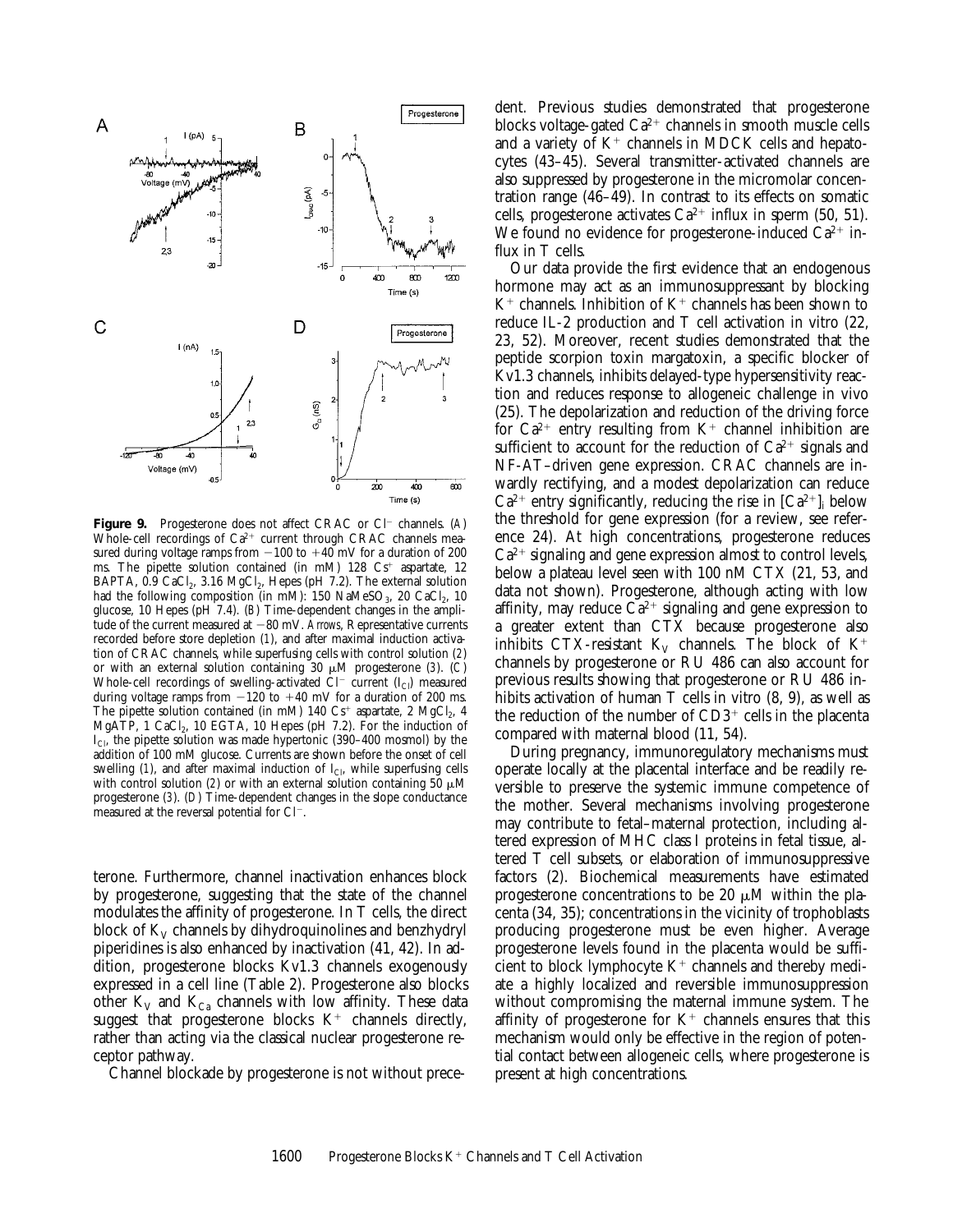**Figure 9.** Progesterone does not affect CRAC or $Cl^-$ channels. (*A*) Whole-cell recordings of $Ca^{2+}$ current through CRAC channels measured during voltage ramps from −100 to +40 mV for a duration of 200 ms. The pipette solution contained (in mM) 128 $Cs^+$ aspartate, 12 BAPTA, 0.9 $CaCl_2$, 3.16 $MgCl_2$, Hepes (pH 7.2). The external solution had the following composition (in mM): 150 $NaMeSO_3$, 20 $CaCl_2$, 10 glucose, 10 Hepes (pH 7.4). (*B*) Time-dependent changes in the amplitude of the current measured at −80 mV. *Arrows*, Representative currents recorded before store depletion (*1*), and after maximal induction activation of CRAC channels, while superfusing cells with control solution (*2*) or with an external solution containing 30 μM progesterone (*3*). (*C*) Whole-cell recordings of swelling-activated $Cl^-$ current ($I_{Cl}$) measured during voltage ramps from −120 to +40 mV for a duration of 200 ms. The pipette solution contained (in mM) 140 $Cs^+$ aspartate, 2 $MgCl_2$, 4 MgATP, 1 $CaCl_2$, 10 EGTA, 10 Hepes (pH 7.2). For the induction of $I_{Cl}$, the pipette solution was made hypertonic (390–400 mosmol) by the addition of 100 mM glucose. Currents are shown before the onset of cell swelling (*1*), and after maximal induction of $I_{Cl}$, while superfusing cells with control solution (*2*) or with an external solution containing 50 μM progesterone (*3*). (*D*) Time-dependent changes in the slope conductance measured at the reversal potential for $Cl^-$.

terone. Furthermore, channel inactivation enhances block by progesterone, suggesting that the state of the channel modulates the affinity of progesterone. In T cells, the direct block of $K_V$ channels by dihydroquinolines and benzhydryl piperidines is also enhanced by inactivation (41, 42). In addition, progesterone blocks Kv1.3 channels exogenously expressed in a cell line (Table 2). Progesterone also blocks other $K_V$ and $K_{Ca}$ channels with low affinity. These data suggest that progesterone blocks $K^+$ channels directly, rather than acting via the classical nuclear progesterone receptor pathway.

Channel blockade by progesterone is not without precedent. Previous studies demonstrated that progesterone blocks voltage-gated $Ca^{2+}$ channels in smooth muscle cells and a variety of $K^+$ channels in MDCK cells and hepatocytes (43–45). Several transmitter-activated channels are also suppressed by progesterone in the micromolar concentration range (46–49). In contrast to its effects on somatic cells, progesterone activates $Ca^{2+}$ influx in sperm (50, 51). We found no evidence for progesterone-induced $Ca^{2+}$ influx in T cells.

Our data provide the first evidence that an endogenous hormone may act as an immunosuppressant by blocking $K^+$ channels. Inhibition of $K^+$ channels has been shown to reduce IL-2 production and T cell activation in vitro (22, 23, 52). Moreover, recent studies demonstrated that the peptide scorpion toxin margatoxin, a specific blocker of Kv1.3 channels, inhibits delayed-type hypersensitivity reaction and reduces response to allogeneic challenge in vivo (25). The depolarization and reduction of the driving force for $Ca^{2+}$ entry resulting from $K^+$ channel inhibition are sufficient to account for the reduction of $Ca^{2+}$ signals and NF-AT–driven gene expression. CRAC channels are inwardly rectifying, and a modest depolarization can reduce $Ca^{2+}$ entry significantly, reducing the rise in $[Ca^{2+}]_i$ below the threshold for gene expression (for a review, see reference 24). At high concentrations, progesterone reduces $Ca^{2+}$ signaling and gene expression almost to control levels, below a plateau level seen with 100 nM CTX (21, 53, and data not shown). Progesterone, although acting with low affinity, may reduce $Ca^{2+}$ signaling and gene expression to a greater extent than CTX because progesterone also inhibits CTX-resistant $K_V$ channels. The block of $K^+$ channels by progesterone or RU 486 can also account for previous results showing that progesterone or RU 486 inhibits activation of human T cells in vitro (8, 9), as well as the reduction of the number of $CD3^+$ cells in the placenta compared with maternal blood (11, 54).

During pregnancy, immunoregulatory mechanisms must operate locally at the placental interface and be readily reversible to preserve the systemic immune competence of the mother. Several mechanisms involving progesterone may contribute to fetal–maternal protection, including altered expression of MHC class I proteins in fetal tissue, altered T cell subsets, or elaboration of immunosuppressive factors (2). Biochemical measurements have estimated progesterone concentrations to be 20 μM within the placenta (34, 35); concentrations in the vicinity of trophoblasts producing progesterone must be even higher. Average progesterone levels found in the placenta would be sufficient to block lymphocyte $K^+$ channels and thereby mediate a highly localized and reversible immunosuppression without compromising the maternal immune system. The affinity of progesterone for $K^+$ channels ensures that this mechanism would only be effective in the region of potential contact between allogeneic cells, where progesterone is present at high concentrations.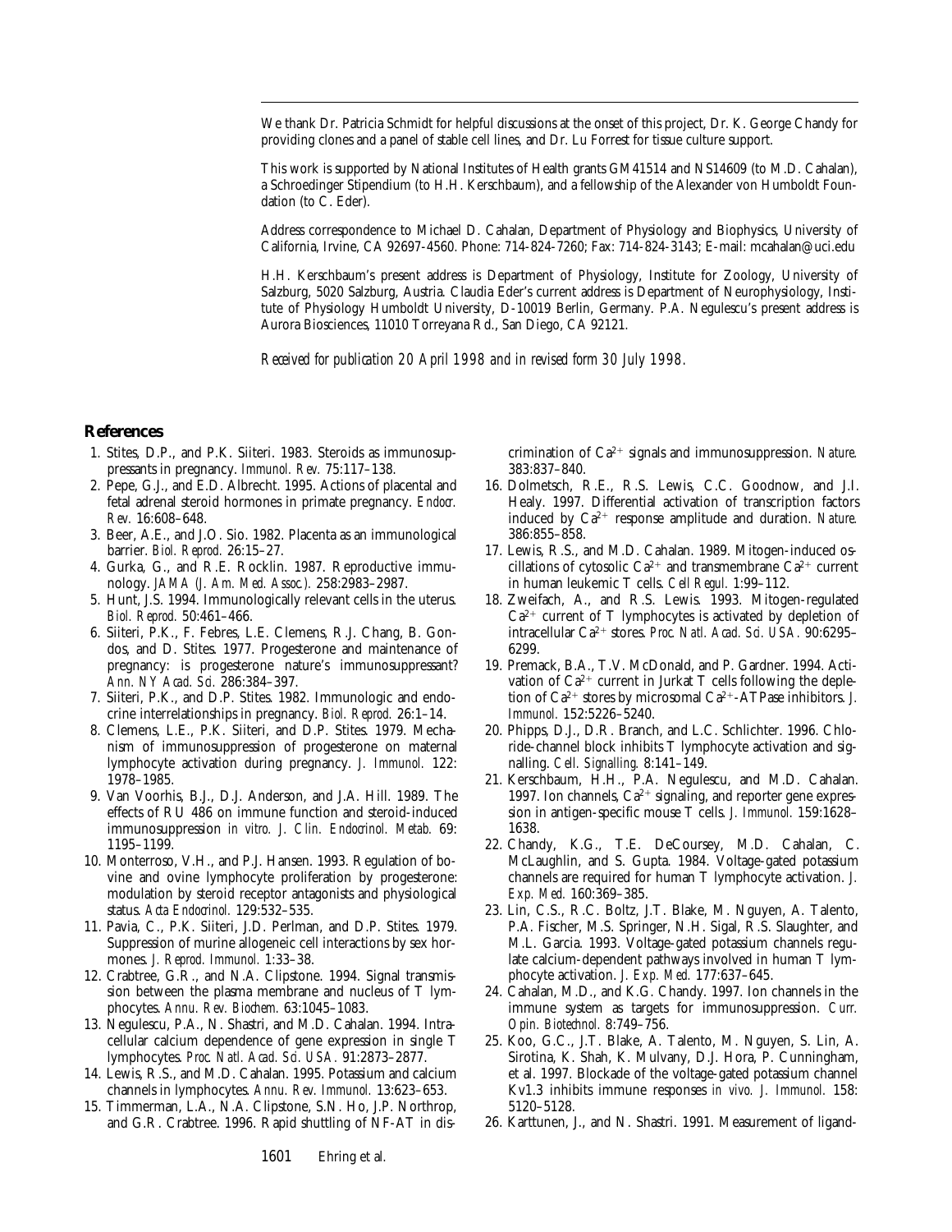We thank Dr. Patricia Schmidt for helpful discussions at the onset of this project, Dr. K. George Chandy for providing clones and a panel of stable cell lines, and Dr. Lu Forrest for tissue culture support.

This work is supported by National Institutes of Health grants GM41514 and NS14609 (to M.D. Cahalan), a Schroedinger Stipendium (to H.H. Kerschbaum), and a fellowship of the Alexander von Humboldt Foundation (to C. Eder).

Address correspondence to Michael D. Cahalan, Department of Physiology and Biophysics, University of California, Irvine, CA 92697-4560. Phone: 714-824-7260; Fax: 714-824-3143; E-mail: mcahalan@uci.edu

H.H. Kerschbaum's present address is Department of Physiology, Institute for Zoology, University of Salzburg, 5020 Salzburg, Austria. Claudia Eder's current address is Department of Neurophysiology, Institute of Physiology Humboldt University, D-10019 Berlin, Germany. P.A. Negulescu's present address is Aurora Biosciences, 11010 Torreyana Rd., San Diego, CA 92121.

*Received for publication 20 April 1998 and in revised form 30 July 1998.*

## References

1. Stites, D.P., and P.K. Siiteri. 1983. Steroids as immunosuppressants in pregnancy. *Immunol. Rev.* 75:117–138.
2. Pepe, G.J., and E.D. Albrecht. 1995. Actions of placental and fetal adrenal steroid hormones in primate pregnancy. *Endocr. Rev.* 16:608–648.
3. Beer, A.E., and J.O. Sio. 1982. Placenta as an immunological barrier. *Biol. Reprod.* 26:15–27.
4. Gurka, G., and R.E. Rocklin. 1987. Reproductive immunology. *JAMA (J. Am. Med. Assoc.).* 258:2983–2987.
5. Hunt, J.S. 1994. Immunologically relevant cells in the uterus. *Biol. Reprod.* 50:461–466.
6. Siiteri, P.K., F. Febres, L.E. Clemens, R.J. Chang, B. Gondos, and D. Stites. 1977. Progesterone and maintenance of pregnancy: is progesterone nature's immunosuppressant? *Ann. NY Acad. Sci.* 286:384–397.
7. Siiteri, P.K., and D.P. Stites. 1982. Immunologic and endocrine interrelationships in pregnancy. *Biol. Reprod.* 26:1–14.
8. Clemens, L.E., P.K. Siiteri, and D.P. Stites. 1979. Mechanism of immunosuppression of progesterone on maternal lymphocyte activation during pregnancy. *J. Immunol.* 122: 1978–1985.
9. Van Voorhis, B.J., D.J. Anderson, and J.A. Hill. 1989. The effects of RU 486 on immune function and steroid-induced immunosuppression *in vitro*. *J. Clin. Endocrinol. Metab.* 69: 1195–1199.
10. Monterroso, V.H., and P.J. Hansen. 1993. Regulation of bovine and ovine lymphocyte proliferation by progesterone: modulation by steroid receptor antagonists and physiological status. *Acta Endocrinol.* 129:532–535.
11. Pavia, C., P.K. Siiteri, J.D. Perlman, and D.P. Stites. 1979. Suppression of murine allogeneic cell interactions by sex hormones. *J. Reprod. Immunol.* 1:33–38.
12. Crabtree, G.R., and N.A. Clipstone. 1994. Signal transmission between the plasma membrane and nucleus of T lymphocytes. *Annu. Rev. Biochem.* 63:1045–1083.
13. Negulescu, P.A., N. Shastri, and M.D. Cahalan. 1994. Intracellular calcium dependence of gene expression in single T lymphocytes. *Proc. Natl. Acad. Sci. USA.* 91:2873–2877.
14. Lewis, R.S., and M.D. Cahalan. 1995. Potassium and calcium channels in lymphocytes. *Annu. Rev. Immunol.* 13:623–653.
15. Timmerman, L.A., N.A. Clipstone, S.N. Ho, J.P. Northrop, and G.R. Crabtree. 1996. Rapid shuttling of NF-AT in discrimination of $Ca^{2+}$ signals and immunosuppression. *Nature.* 383:837–840.
16. Dolmetsch, R.E., R.S. Lewis, C.C. Goodnow, and J.I. Healy. 1997. Differential activation of transcription factors induced by $Ca^{2+}$ response amplitude and duration. *Nature.* 386:855–858.
17. Lewis, R.S., and M.D. Cahalan. 1989. Mitogen-induced oscillations of cytosolic $Ca^{2+}$ and transmembrane $Ca^{2+}$ current in human leukemic T cells. *Cell Regul.* 1:99–112.
18. Zweifach, A., and R.S. Lewis. 1993. Mitogen-regulated $Ca^{2+}$ current of T lymphocytes is activated by depletion of intracellular $Ca^{2+}$ stores. *Proc. Natl. Acad. Sci. USA.* 90:6295–6299.
19. Premack, B.A., T.V. McDonald, and P. Gardner. 1994. Activation of $Ca^{2+}$ current in Jurkat T cells following the depletion of $Ca^{2+}$ stores by microsomal $Ca^{2+}$-ATPase inhibitors. *J. Immunol.* 152:5226–5240.
20. Phipps, D.J., D.R. Branch, and L.C. Schlichter. 1996. Chloride-channel block inhibits T lymphocyte activation and signalling. *Cell. Signalling.* 8:141–149.
21. Kerschbaum, H.H., P.A. Negulescu, and M.D. Cahalan. 1997. Ion channels, $Ca^{2+}$ signaling, and reporter gene expression in antigen-specific mouse T cells. *J. Immunol.* 159:1628–1638.
22. Chandy, K.G., T.E. DeCoursey, M.D. Cahalan, C. McLaughlin, and S. Gupta. 1984. Voltage-gated potassium channels are required for human T lymphocyte activation. *J. Exp. Med.* 160:369–385.
23. Lin, C.S., R.C. Boltz, J.T. Blake, M. Nguyen, A. Talento, P.A. Fischer, M.S. Springer, N.H. Sigal, R.S. Slaughter, and M.L. Garcia. 1993. Voltage-gated potassium channels regulate calcium-dependent pathways involved in human T lymphocyte activation. *J. Exp. Med.* 177:637–645.
24. Cahalan, M.D., and K.G. Chandy. 1997. Ion channels in the immune system as targets for immunosuppression. *Curr. Opin. Biotechnol.* 8:749–756.
25. Koo, G.C., J.T. Blake, A. Talento, M. Nguyen, S. Lin, A. Sirotina, K. Shah, K. Mulvany, D.J. Hora, P. Cunningham, et al. 1997. Blockade of the voltage-gated potassium channel Kv1.3 inhibits immune responses *in vivo*. *J. Immunol.* 158: 5120–5128.
26. Karttunen, J., and N. Shastri. 1991. Measurement of ligand-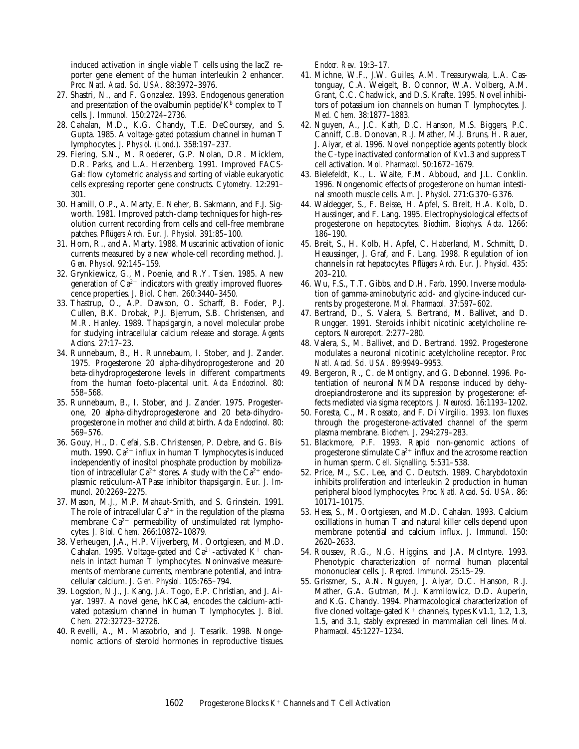induced activation in single viable T cells using the lacZ reporter gene element of the human interleukin 2 enhancer. *Proc. Natl. Acad. Sci. USA.* 88:3972–3976.

27. Shastri, N., and F. Gonzalez. 1993. Endogenous generation and presentation of the ovalbumin peptide/$K^b$ complex to T cells. *J. Immunol.* 150:2724–2736.
28. Cahalan, M.D., K.G. Chandy, T.E. DeCoursey, and S. Gupta. 1985. A voltage-gated potassium channel in human T lymphocytes. *J. Physiol. (Lond.).* 358:197–237.
29. Fiering, S.N., M. Roederer, G.P. Nolan, D.R. Micklem, D.R. Parks, and L.A. Herzenberg. 1991. Improved FACS-Gal: flow cytometric analysis and sorting of viable eukaryotic cells expressing reporter gene constructs. *Cytometry.* 12:291–301.
30. Hamill, O.P., A. Marty, E. Neher, B. Sakmann, and F.J. Sigworth. 1981. Improved patch-clamp techniques for high-resolution current recording from cells and cell-free membrane patches. *Pflügers Arch. Eur. J. Physiol.* 391:85–100.
31. Horn, R., and A. Marty. 1988. Muscarinic activation of ionic currents measured by a new whole-cell recording method. *J. Gen. Physiol.* 92:145–159.
32. Grynkiewicz, G., M. Poenie, and R.Y. Tsien. 1985. A new generation of $Ca^{2+}$ indicators with greatly improved fluorescence properties. *J. Biol. Chem.* 260:3440–3450.
33. Thastrup, O., A.P. Dawson, O. Scharff, B. Foder, P.J. Cullen, B.K. Drobak, P.J. Bjerrum, S.B. Christensen, and M.R. Hanley. 1989. Thapsigargin, a novel molecular probe for studying intracellular calcium release and storage. *Agents Actions.* 27:17–23.
34. Runnebaum, B., H. Runnebaum, I. Stober, and J. Zander. 1975. Progesterone 20 alpha-dihydroprogesterone and 20 beta-dihydroprogesterone levels in different compartments from the human foeto-placental unit. *Acta Endocrinol.* 80: 558–568.
35. Runnebaum, B., I. Stober, and J. Zander. 1975. Progesterone, 20 alpha-dihydroprogesterone and 20 beta-dihydroprogesterone in mother and child at birth. *Acta Endocrinol.* 80: 569–576.
36. Gouy, H., D. Cefai, S.B. Christensen, P. Debre, and G. Bismuth. 1990. $Ca^{2+}$ influx in human T lymphocytes is induced independently of inositol phosphate production by mobilization of intracellular $Ca^{2+}$ stores. A study with the $Ca^{2+}$ endoplasmic reticulum-ATPase inhibitor thapsigargin. *Eur. J. Immunol.* 20:2269–2275.
37. Mason, M.J., M.P. Mahaut-Smith, and S. Grinstein. 1991. The role of intracellular $Ca^{2+}$ in the regulation of the plasma membrane $Ca^{2+}$ permeability of unstimulated rat lymphocytes. *J. Biol. Chem.* 266:10872–10879.
38. Verheugen, J.A., H.P. Vijverberg, M. Oortgiesen, and M.D. Cahalan. 1995. Voltage-gated and $Ca^{2+}$-activated $K^+$ channels in intact human T lymphocytes. Noninvasive measurements of membrane currents, membrane potential, and intracellular calcium. *J. Gen. Physiol.* 105:765–794.
39. Logsdon, N.J., J. Kang, J.A. Togo, E.P. Christian, and J. Aiyar. 1997. A novel gene, hKCa4, encodes the calcium-activated potassium channel in human T lymphocytes. *J. Biol. Chem.* 272:32723–32726.
40. Revelli, A., M. Massobrio, and J. Tesarik. 1998. Nongenomic actions of steroid hormones in reproductive tissues. *Endocr. Rev.* 19:3–17.
41. Michne, W.F., J.W. Guiles, A.M. Treasurywala, L.A. Castonguay, C.A. Weigelt, B. Oconnor, W.A. Volberg, A.M. Grant, C.C. Chadwick, and D.S. Krafte. 1995. Novel inhibitors of potassium ion channels on human T lymphocytes. *J. Med. Chem.* 38:1877–1883.
42. Nguyen, A., J.C. Kath, D.C. Hanson, M.S. Biggers, P.C. Canniff, C.B. Donovan, R.J. Mather, M.J. Bruns, H. Rauer, J. Aiyar, et al. 1996. Novel nonpeptide agents potently block the C-type inactivated conformation of Kv1.3 and suppress T cell activation. *Mol. Pharmacol.* 50:1672–1679.
43. Bielefeldt, K., L. Waite, F.M. Abboud, and J.L. Conklin. 1996. Nongenomic effects of progesterone on human intestinal smooth muscle cells. *Am. J. Physiol.* 271:G370–G376.
44. Waldegger, S., F. Beisse, H. Apfel, S. Breit, H.A. Kolb, D. Haussinger, and F. Lang. 1995. Electrophysiological effects of progesterone on hepatocytes. *Biochim. Biophys. Acta.* 1266: 186–190.
45. Breit, S., H. Kolb, H. Apfel, C. Haberland, M. Schmitt, D. Heaussinger, J. Graf, and F. Lang. 1998. Regulation of ion channels in rat hepatocytes. *Pflügers Arch. Eur. J. Physiol.* 435: 203–210.
46. Wu, F.S., T.T. Gibbs, and D.H. Farb. 1990. Inverse modulation of gamma-aminobutyric acid- and glycine-induced currents by progesterone. *Mol. Pharmacol.* 37:597–602.
47. Bertrand, D., S. Valera, S. Bertrand, M. Ballivet, and D. Rungger. 1991. Steroids inhibit nicotinic acetylcholine receptors. *Neuroreport.* 2:277–280.
48. Valera, S., M. Ballivet, and D. Bertrand. 1992. Progesterone modulates a neuronal nicotinic acetylcholine receptor. *Proc. Natl. Acad. Sci. USA.* 89:9949–9953.
49. Bergeron, R., C. de Montigny, and G. Debonnel. 1996. Potentiation of neuronal NMDA response induced by dehydroepiandrosterone and its suppression by progesterone: effects mediated via sigma receptors. *J. Neurosci.* 16:1193–1202.
50. Foresta, C., M. Rossato, and F. Di Virgilio. 1993. Ion fluxes through the progesterone-activated channel of the sperm plasma membrane. *Biochem. J.* 294:279–283.
51. Blackmore, P.F. 1993. Rapid non-genomic actions of progesterone stimulate $Ca^{2+}$ influx and the acrosome reaction in human sperm. *Cell. Signalling.* 5:531–538.
52. Price, M., S.C. Lee, and C. Deutsch. 1989. Charybdotoxin inhibits proliferation and interleukin 2 production in human peripheral blood lymphocytes. *Proc. Natl. Acad. Sci. USA.* 86: 10171–10175.
53. Hess, S., M. Oortgiesen, and M.D. Cahalan. 1993. Calcium oscillations in human T and natural killer cells depend upon membrane potential and calcium influx. *J. Immunol.* 150: 2620–2633.
54. Roussev, R.G., N.G. Higgins, and J.A. McIntyre. 1993. Phenotypic characterization of normal human placental mononuclear cells. *J. Reprod. Immunol.* 25:15–29.
55. Grissmer, S., A.N. Nguyen, J. Aiyar, D.C. Hanson, R.J. Mather, G.A. Gutman, M.J. Karmilowicz, D.D. Auperin, and K.G. Chandy. 1994. Pharmacological characterization of five cloned voltage-gated $K^+$ channels, types Kv1.1, 1.2, 1.3, 1.5, and 3.1, stably expressed in mammalian cell lines. *Mol. Pharmacol.* 45:1227–1234.